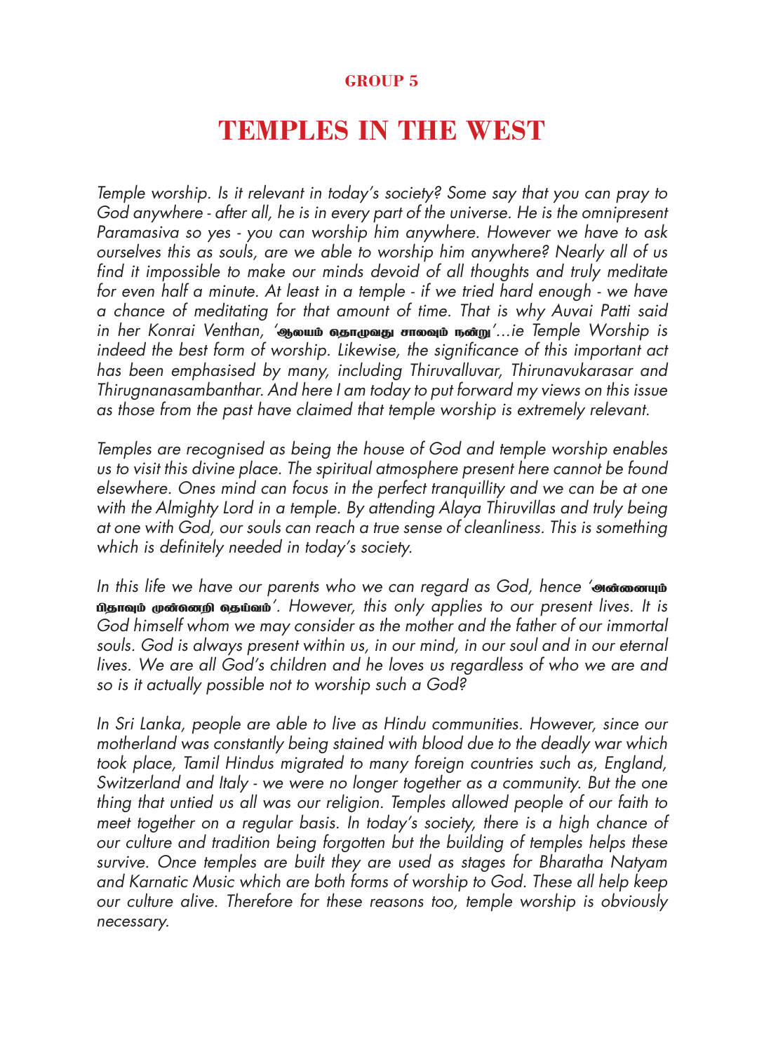GROUP 5

# TEMPLES IN THE WEST

*Temple worship. Is it relevant in today's society? Some say that you can pray to God anywhere - after all, he is in every part of the universe. He is the omnipresent Paramasiva so yes - you can worship him anywhere. However we have to ask ourselves this as souls, are we able to worship him anywhere? Nearly all of us find it impossible to make our minds devoid of all thoughts and truly meditate for even half a minute. At least in a temple - if we tried hard enough - we have a chance of meditating for that amount of time. That is why Auvai Patti said in her Konrai Venthan, 'ஆலயம் தொழுவது சாலவும் நன்று'...ie Temple Worship is indeed the best form of worship. Likewise, the significance of this important act has been emphasised by many, including Thiruvalluvar, Thirunavukarasar and Thirugnanasambanthar. And here I am today to put forward my views on this issue as those from the past have claimed that temple worship is extremely relevant.*

*Temples are recognised as being the house of God and temple worship enables us to visit this divine place. The spiritual atmosphere present here cannot be found elsewhere. Ones mind can focus in the perfect tranquillity and we can be at one with the Almighty Lord in a temple. By attending Alaya Thiruvillas and truly being at one with God, our souls can reach a true sense of cleanliness. This is something which is definitely needed in today's society.*

*In this life we have our parents who we can regard as God, hence 'அன்னையும் பிதாவும் முன்னெறி தெய்வம்'. However, this only applies to our present lives. It is God himself whom we may consider as the mother and the father of our immortal souls. God is always present within us, in our mind, in our soul and in our eternal lives. We are all God's children and he loves us regardless of who we are and so is it actually possible not to worship such a God?*

*In Sri Lanka, people are able to live as Hindu communities. However, since our motherland was constantly being stained with blood due to the deadly war which took place, Tamil Hindus migrated to many foreign countries such as, England, Switzerland and Italy - we were no longer together as a community. But the one thing that untied us all was our religion. Temples allowed people of our faith to meet together on a regular basis. In today's society, there is a high chance of our culture and tradition being forgotten but the building of temples helps these survive. Once temples are built they are used as stages for Bharatha Natyam and Karnatic Music which are both forms of worship to God. These all help keep our culture alive. Therefore for these reasons too, temple worship is obviously necessary.*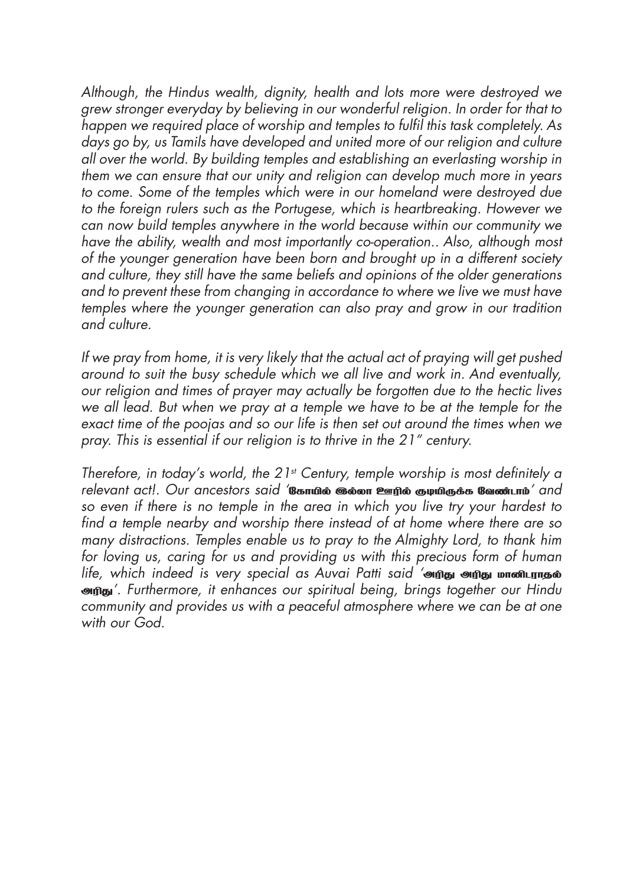*Although, the Hindus wealth, dignity, health and lots more were destroyed we grew stronger everyday by believing in our wonderful religion. In order for that to happen we required place of worship and temples to fulfil this task completely. As days go by, us Tamils have developed and united more of our religion and culture all over the world. By building temples and establishing an everlasting worship in them we can ensure that our unity and religion can develop much more in years to come. Some of the temples which were in our homeland were destroyed due to the foreign rulers such as the Portugese, which is heartbreaking. However we can now build temples anywhere in the world because within our community we have the ability, wealth and most importantly co-operation.. Also, although most of the younger generation have been born and brought up in a different society and culture, they still have the same beliefs and opinions of the older generations and to prevent these from changing in accordance to where we live we must have temples where the younger generation can also pray and grow in our tradition and culture.*

*If we pray from home, it is very likely that the actual act of praying will get pushed around to suit the busy schedule which we all live and work in. And eventually, our religion and times of prayer may actually be forgotten due to the hectic lives we all lead. But when we pray at a temple we have to be at the temple for the exact time of the poojas and so our life is then set out around the times when we pray. This is essential if our religion is to thrive in the 21" century.*

*Therefore, in today's world, the 21st Century, temple worship is most definitely a relevant act!. Our ancestors said 'கோயில் இல்லா ஊரில் குடியிருக்க வேண்டாம்' and so even if there is no temple in the area in which you live try your hardest to find a temple nearby and worship there instead of at home where there are so many distractions. Temples enable us to pray to the Almighty Lord, to thank him for loving us, caring for us and providing us with this precious form of human life, which indeed is very special as Auvai Patti said 'அரிது அரிது மானிடராதல் அரிது'. Furthermore, it enhances our spiritual being, brings together our Hindu community and provides us with a peaceful atmosphere where we can be at one with our God.*